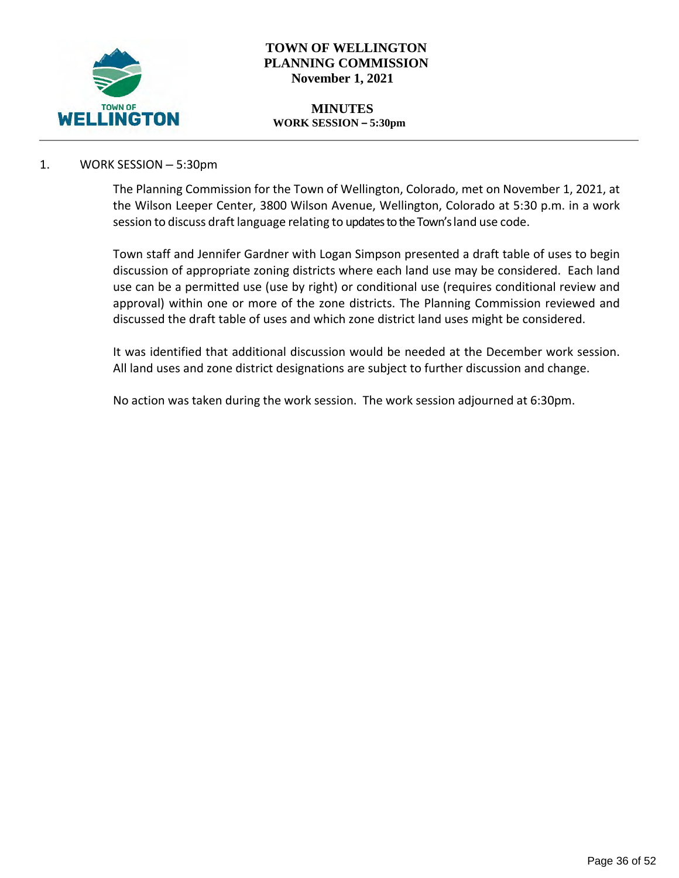# TOWN OF WELLINGTON
# PLANNING COMMISSION
**November 1, 2021**

## MINUTES
**WORK SESSION – 5:30pm**

1. WORK SESSION – 5:30pm

The Planning Commission for the Town of Wellington, Colorado, met on November 1, 2021, at the Wilson Leeper Center, 3800 Wilson Avenue, Wellington, Colorado at 5:30 p.m. in a work session to discuss draft language relating to updates to the Town's land use code.

Town staff and Jennifer Gardner with Logan Simpson presented a draft table of uses to begin discussion of appropriate zoning districts where each land use may be considered. Each land use can be a permitted use (use by right) or conditional use (requires conditional review and approval) within one or more of the zone districts. The Planning Commission reviewed and discussed the draft table of uses and which zone district land uses might be considered.

It was identified that additional discussion would be needed at the December work session. All land uses and zone district designations are subject to further discussion and change.

No action was taken during the work session. The work session adjourned at 6:30pm.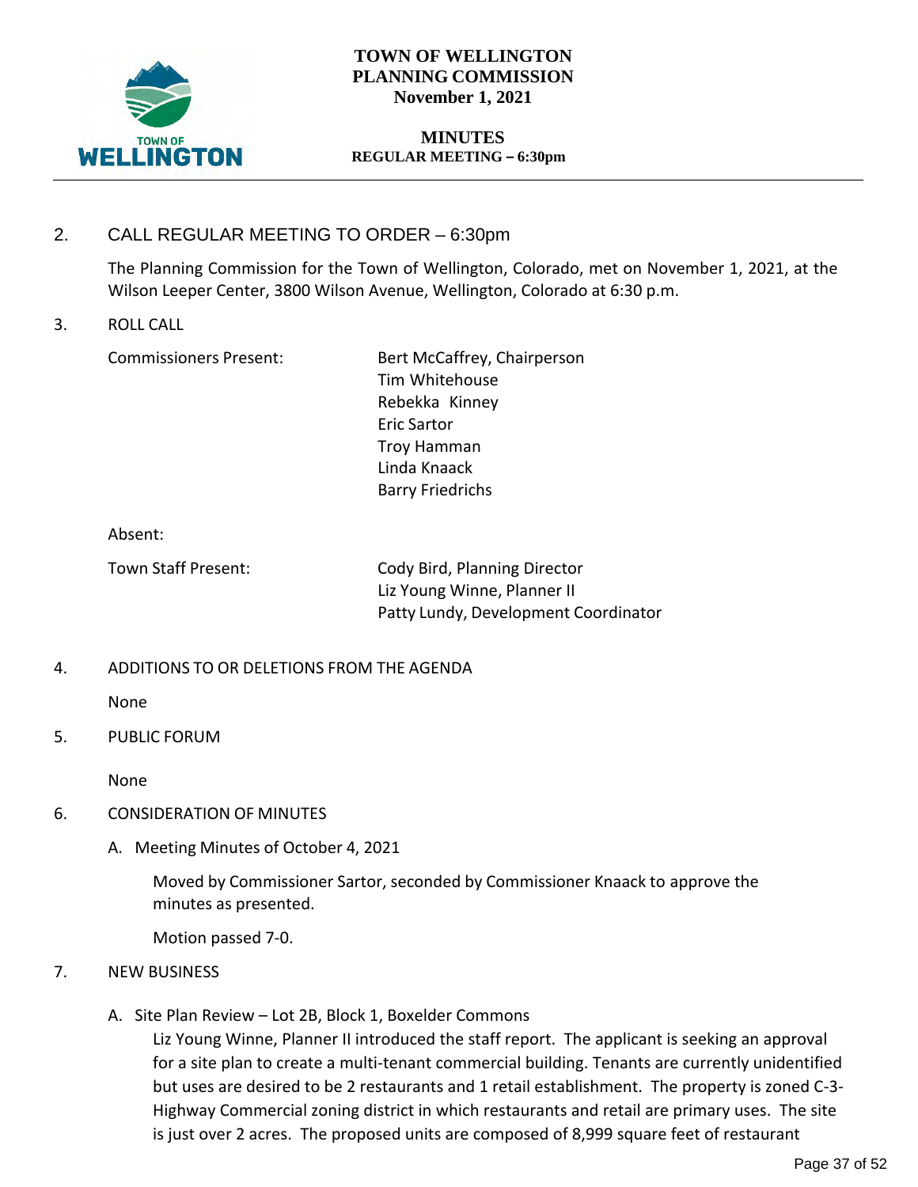# TOWN OF WELLINGTON PLANNING COMMISSION

**November 1, 2021**

## MINUTES

**REGULAR MEETING – 6:30pm**

2. CALL REGULAR MEETING TO ORDER – 6:30pm

   The Planning Commission for the Town of Wellington, Colorado, met on November 1, 2021, at the Wilson Leeper Center, 3800 Wilson Avenue, Wellington, Colorado at 6:30 p.m.

3. ROLL CALL

| | |
|---|---|
| Commissioners Present: | Bert McCaffrey, Chairperson<br>Tim Whitehouse<br>Rebekka Kinney<br>Eric Sartor<br>Troy Hamman<br>Linda Knaack<br>Barry Friedrichs |
| Absent: | |
| Town Staff Present: | Cody Bird, Planning Director<br>Liz Young Winne, Planner II<br>Patty Lundy, Development Coordinator |

4. ADDITIONS TO OR DELETIONS FROM THE AGENDA

   None

5. PUBLIC FORUM

   None

6. CONSIDERATION OF MINUTES

   A. Meeting Minutes of October 4, 2021

      Moved by Commissioner Sartor, seconded by Commissioner Knaack to approve the minutes as presented.

      Motion passed 7-0.

7. NEW BUSINESS

   A. Site Plan Review – Lot 2B, Block 1, Boxelder Commons

      Liz Young Winne, Planner II introduced the staff report. The applicant is seeking an approval for a site plan to create a multi-tenant commercial building. Tenants are currently unidentified but uses are desired to be 2 restaurants and 1 retail establishment. The property is zoned C-3-Highway Commercial zoning district in which restaurants and retail are primary uses. The site is just over 2 acres. The proposed units are composed of 8,999 square feet of restaurant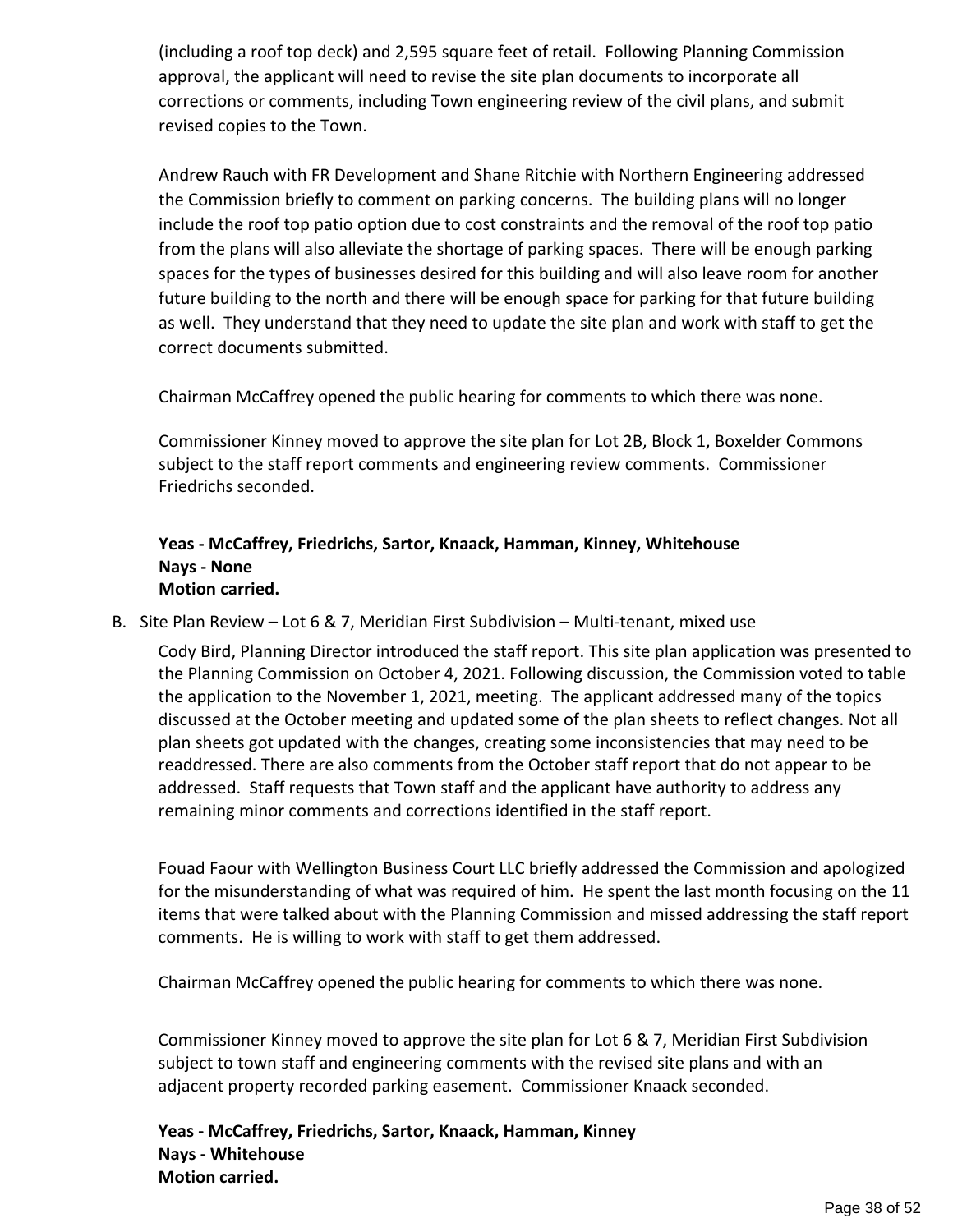(including a roof top deck) and 2,595 square feet of retail. Following Planning Commission approval, the applicant will need to revise the site plan documents to incorporate all corrections or comments, including Town engineering review of the civil plans, and submit revised copies to the Town.

Andrew Rauch with FR Development and Shane Ritchie with Northern Engineering addressed the Commission briefly to comment on parking concerns. The building plans will no longer include the roof top patio option due to cost constraints and the removal of the roof top patio from the plans will also alleviate the shortage of parking spaces. There will be enough parking spaces for the types of businesses desired for this building and will also leave room for another future building to the north and there will be enough space for parking for that future building as well. They understand that they need to update the site plan and work with staff to get the correct documents submitted.

Chairman McCaffrey opened the public hearing for comments to which there was none.

Commissioner Kinney moved to approve the site plan for Lot 2B, Block 1, Boxelder Commons subject to the staff report comments and engineering review comments. Commissioner Friedrichs seconded.

**Yeas - McCaffrey, Friedrichs, Sartor, Knaack, Hamman, Kinney, Whitehouse**
**Nays - None**
**Motion carried.**

B. Site Plan Review – Lot 6 & 7, Meridian First Subdivision – Multi-tenant, mixed use

Cody Bird, Planning Director introduced the staff report. This site plan application was presented to the Planning Commission on October 4, 2021. Following discussion, the Commission voted to table the application to the November 1, 2021, meeting. The applicant addressed many of the topics discussed at the October meeting and updated some of the plan sheets to reflect changes. Not all plan sheets got updated with the changes, creating some inconsistencies that may need to be readdressed. There are also comments from the October staff report that do not appear to be addressed. Staff requests that Town staff and the applicant have authority to address any remaining minor comments and corrections identified in the staff report.

Fouad Faour with Wellington Business Court LLC briefly addressed the Commission and apologized for the misunderstanding of what was required of him. He spent the last month focusing on the 11 items that were talked about with the Planning Commission and missed addressing the staff report comments. He is willing to work with staff to get them addressed.

Chairman McCaffrey opened the public hearing for comments to which there was none.

Commissioner Kinney moved to approve the site plan for Lot 6 & 7, Meridian First Subdivision subject to town staff and engineering comments with the revised site plans and with an adjacent property recorded parking easement. Commissioner Knaack seconded.

**Yeas - McCaffrey, Friedrichs, Sartor, Knaack, Hamman, Kinney**
**Nays - Whitehouse**
**Motion carried.**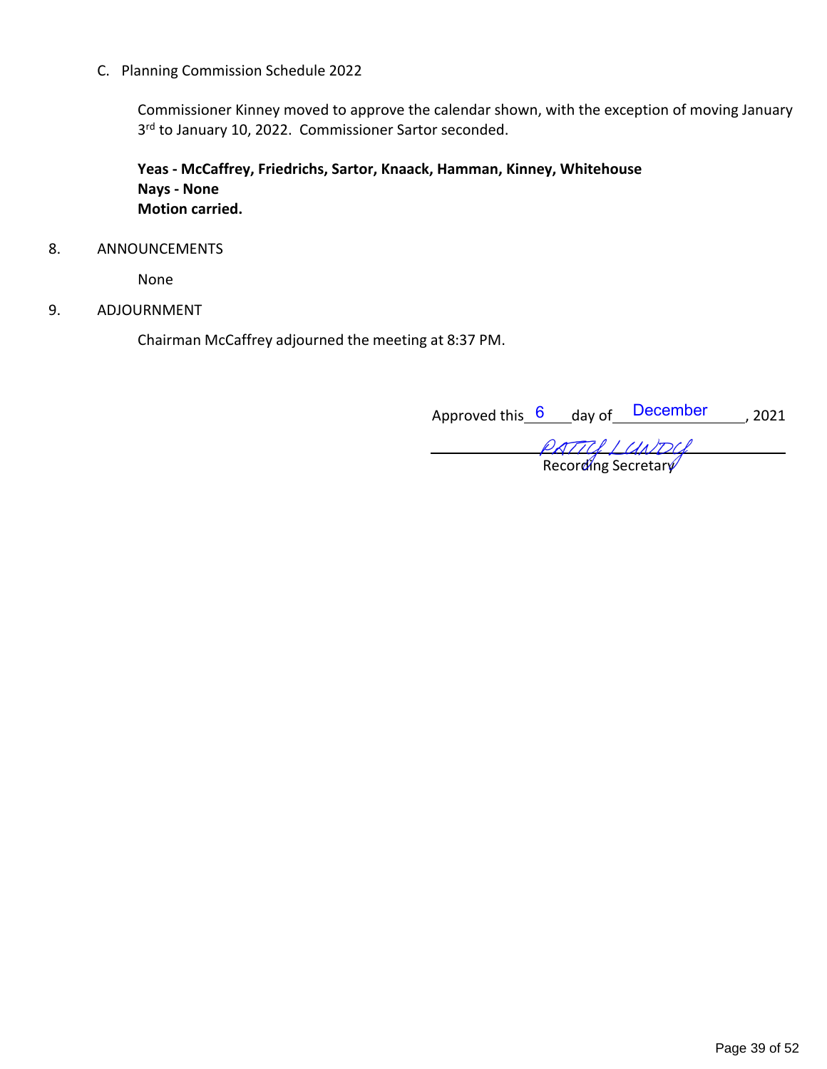C. Planning Commission Schedule 2022

Commissioner Kinney moved to approve the calendar shown, with the exception of moving January 3rd to January 10, 2022. Commissioner Sartor seconded.

**Yeas - McCaffrey, Friedrichs, Sartor, Knaack, Hamman, Kinney, Whitehouse**
**Nays - None**
**Motion carried.**

8. ANNOUNCEMENTS

None

9. ADJOURNMENT

Chairman McCaffrey adjourned the meeting at 8:37 PM.

Approved this 6 day of December, 2021

PATTY LUNDY
Recording Secretary